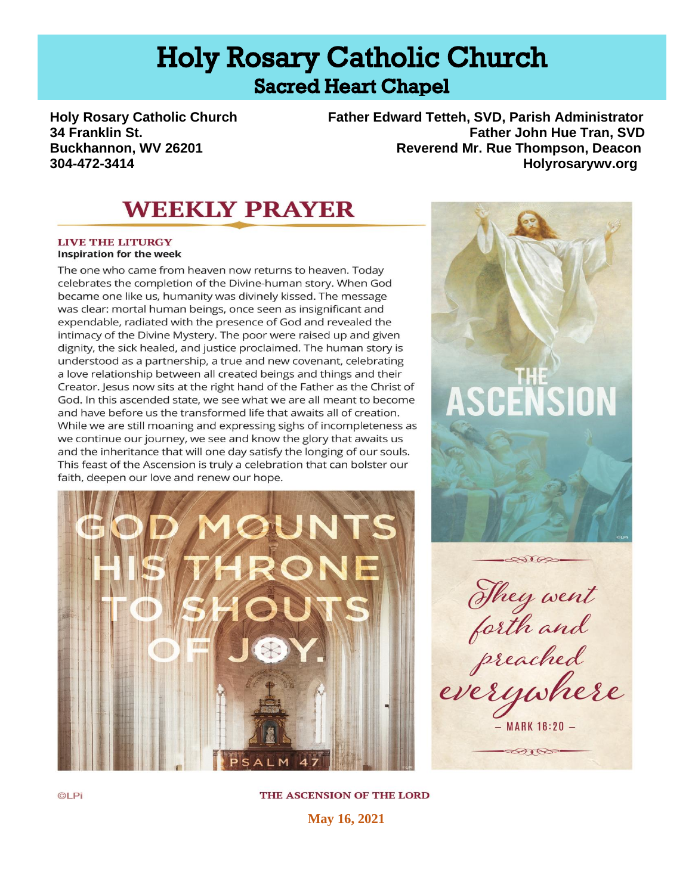# Holy Rosary Catholic Church

## Sacred Heart Chapel

**Holy Rosary Catholic Church**
**34 Franklin St.**
**Buckhannon, WV 26201**
**304-472-3414**

**Father Edward Tetteh, SVD, Parish Administrator**
**Father John Hue Tran, SVD**
**Reverend Mr. Rue Thompson, Deacon**
**Holyrosarywv.org**

## WEEKLY PRAYER

### LIVE THE LITURGY

**Inspiration for the week**

The one who came from heaven now returns to heaven. Today celebrates the completion of the Divine-human story. When God became one like us, humanity was divinely kissed. The message was clear: mortal human beings, once seen as insignificant and expendable, radiated with the presence of God and revealed the intimacy of the Divine Mystery. The poor were raised up and given dignity, the sick healed, and justice proclaimed. The human story is understood as a partnership, a true and new covenant, celebrating a love relationship between all created beings and things and their Creator. Jesus now sits at the right hand of the Father as the Christ of God. In this ascended state, we see what we are all meant to become and have before us the transformed life that awaits all of creation. While we are still moaning and expressing sighs of incompleteness as we continue our journey, we see and know the glory that awaits us and the inheritance that will one day satisfy the longing of our souls. This feast of the Ascension is truly a celebration that can bolster our faith, deepen our love and renew our hope.

GOD MOUNTS HIS THRONE TO SHOUTS OF JOY.
PSALM 47

THE ASCENSION

*They went forth and preached everywhere*
– MARK 16:20 –

©LPi

**THE ASCENSION OF THE LORD**

**May 16, 2021**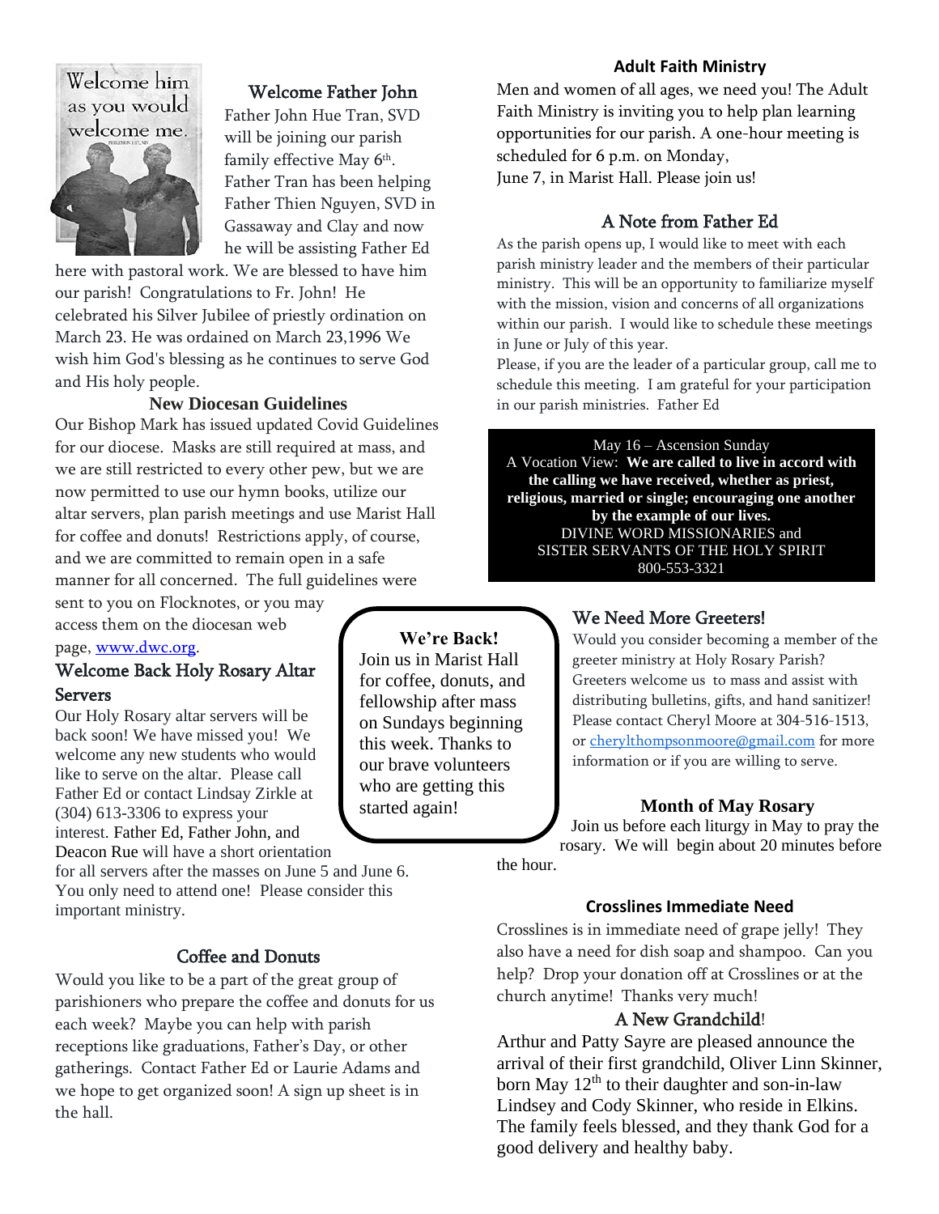## Welcome Father John

Father John Hue Tran, SVD will be joining our parish family effective May 6th. Father Tran has been helping Father Thien Nguyen, SVD in Gassaway and Clay and now he will be assisting Father Ed here with pastoral work. We are blessed to have him our parish! Congratulations to Fr. John! He celebrated his Silver Jubilee of priestly ordination on March 23. He was ordained on March 23,1996 We wish him God's blessing as he continues to serve God and His holy people.

## New Diocesan Guidelines

Our Bishop Mark has issued updated Covid Guidelines for our diocese. Masks are still required at mass, and we are still restricted to every other pew, but we are now permitted to use our hymn books, utilize our altar servers, plan parish meetings and use Marist Hall for coffee and donuts! Restrictions apply, of course, and we are committed to remain open in a safe manner for all concerned. The full guidelines were sent to you on Flocknotes, or you may access them on the diocesan web page, www.dwc.org.

## Welcome Back Holy Rosary Altar Servers

Our Holy Rosary altar servers will be back soon! We have missed you! We welcome any new students who would like to serve on the altar. Please call Father Ed or contact Lindsay Zirkle at (304) 613-3306 to express your interest. Father Ed, Father John, and Deacon Rue will have a short orientation for all servers after the masses on June 5 and June 6. You only need to attend one! Please consider this important ministry.

## We're Back!

Join us in Marist Hall for coffee, donuts, and fellowship after mass on Sundays beginning this week. Thanks to our brave volunteers who are getting this started again!

## Coffee and Donuts

Would you like to be a part of the great group of parishioners who prepare the coffee and donuts for us each week? Maybe you can help with parish receptions like graduations, Father's Day, or other gatherings. Contact Father Ed or Laurie Adams and we hope to get organized soon! A sign up sheet is in the hall.

## Adult Faith Ministry

Men and women of all ages, we need you! The Adult Faith Ministry is inviting you to help plan learning opportunities for our parish. A one-hour meeting is scheduled for 6 p.m. on Monday, June 7, in Marist Hall. Please join us!

## A Note from Father Ed

As the parish opens up, I would like to meet with each parish ministry leader and the members of their particular ministry. This will be an opportunity to familiarize myself with the mission, vision and concerns of all organizations within our parish. I would like to schedule these meetings in June or July of this year.

Please, if you are the leader of a particular group, call me to schedule this meeting. I am grateful for your participation in our parish ministries. Father Ed

May 16 – Ascension Sunday
A Vocation View: **We are called to live in accord with the calling we have received, whether as priest, religious, married or single; encouraging one another by the example of our lives.**
DIVINE WORD MISSIONARIES and
SISTER SERVANTS OF THE HOLY SPIRIT
800-553-3321

## We Need More Greeters!

Would you consider becoming a member of the greeter ministry at Holy Rosary Parish? Greeters welcome us to mass and assist with distributing bulletins, gifts, and hand sanitizer! Please contact Cheryl Moore at 304-516-1513, or cherylthompsonmoore@gmail.com for more information or if you are willing to serve.

## Month of May Rosary

Join us before each liturgy in May to pray the rosary. We will begin about 20 minutes before the hour.

## Crosslines Immediate Need

Crosslines is in immediate need of grape jelly! They also have a need for dish soap and shampoo. Can you help? Drop your donation off at Crosslines or at the church anytime! Thanks very much!

## A New Grandchild!

Arthur and Patty Sayre are pleased announce the arrival of their first grandchild, Oliver Linn Skinner, born May 12th to their daughter and son-in-law Lindsey and Cody Skinner, who reside in Elkins. The family feels blessed, and they thank God for a good delivery and healthy baby.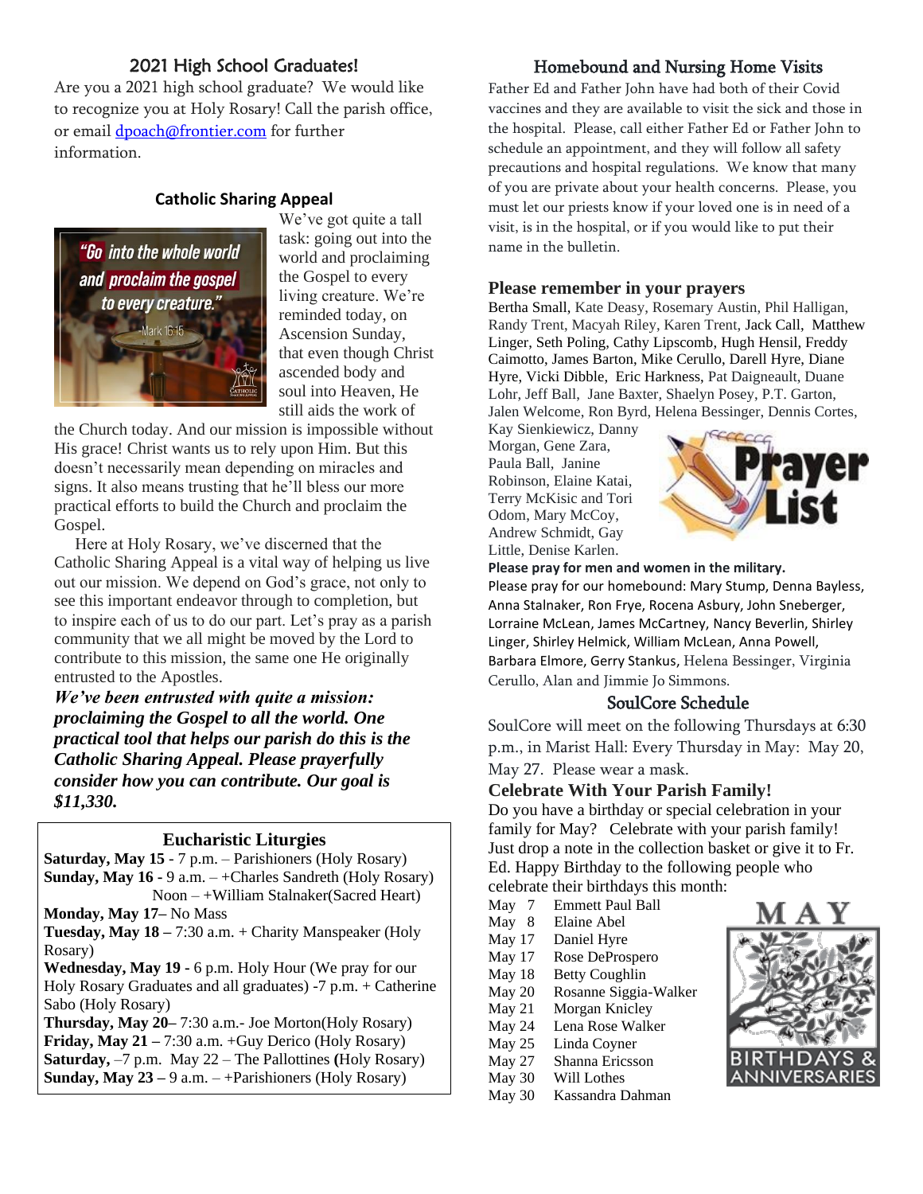## 2021 High School Graduates!

Are you a 2021 high school graduate? We would like to recognize you at Holy Rosary! Call the parish office, or email dpoach@frontier.com for further information.

### Catholic Sharing Appeal

"Go into the whole world and proclaim the gospel to every creature." -Mark 16:15

We've got quite a tall task: going out into the world and proclaiming the Gospel to every living creature. We're reminded today, on Ascension Sunday, that even though Christ ascended body and soul into Heaven, He still aids the work of the Church today. And our mission is impossible without His grace! Christ wants us to rely upon Him. But this doesn't necessarily mean depending on miracles and signs. It also means trusting that he'll bless our more practical efforts to build the Church and proclaim the Gospel.

Here at Holy Rosary, we've discerned that the Catholic Sharing Appeal is a vital way of helping us live out our mission. We depend on God's grace, not only to see this important endeavor through to completion, but to inspire each of us to do our part. Let's pray as a parish community that we all might be moved by the Lord to contribute to this mission, the same one He originally entrusted to the Apostles.

***We've been entrusted with quite a mission: proclaiming the Gospel to all the world. One practical tool that helps our parish do this is the Catholic Sharing Appeal. Please prayerfully consider how you can contribute. Our goal is $11,330.***

### Eucharistic Liturgies

**Saturday, May 15** - 7 p.m. – Parishioners (Holy Rosary)
**Sunday, May 16** - 9 a.m. – +Charles Sandreth (Holy Rosary)
Noon – +William Stalnaker(Sacred Heart)
**Monday, May 17**– No Mass
**Tuesday, May 18** – 7:30 a.m. + Charity Manspeaker (Holy Rosary)
**Wednesday, May 19** - 6 p.m. Holy Hour (We pray for our Holy Rosary Graduates and all graduates) -7 p.m. + Catherine Sabo (Holy Rosary)
**Thursday, May 20**– 7:30 a.m.- Joe Morton(Holy Rosary)
**Friday, May 21** – 7:30 a.m. +Guy Derico (Holy Rosary)
**Saturday,** –7 p.m. May 22 – The Pallottines **(**Holy Rosary)
**Sunday, May 23** – 9 a.m. – +Parishioners (Holy Rosary)

## Homebound and Nursing Home Visits

Father Ed and Father John have had both of their Covid vaccines and they are available to visit the sick and those in the hospital. Please, call either Father Ed or Father John to schedule an appointment, and they will follow all safety precautions and hospital regulations. We know that many of you are private about your health concerns. Please, you must let our priests know if your loved one is in need of a visit, is in the hospital, or if you would like to put their name in the bulletin.

### Please remember in your prayers

Bertha Small, Kate Deasy, Rosemary Austin, Phil Halligan, Randy Trent, Macyah Riley, Karen Trent, Jack Call, Matthew Linger, Seth Poling, Cathy Lipscomb, Hugh Hensil, Freddy Caimotto, James Barton, Mike Cerullo, Darell Hyre, Diane Hyre, Vicki Dibble, Eric Harkness, Pat Daigneault, Duane Lohr, Jeff Ball, Jane Baxter, Shaelyn Posey, P.T. Garton, Jalen Welcome, Ron Byrd, Helena Bessinger, Dennis Cortes, Kay Sienkiewicz, Danny Morgan, Gene Zara, Paula Ball, Janine Robinson, Elaine Katai, Terry McKisic and Tori Odom, Mary McCoy, Andrew Schmidt, Gay Little, Denise Karlen.

**Please pray for men and women in the military.**

Please pray for our homebound: Mary Stump, Denna Bayless, Anna Stalnaker, Ron Frye, Rocena Asbury, John Sneberger, Lorraine McLean, James McCartney, Nancy Beverlin, Shirley Linger, Shirley Helmick, William McLean, Anna Powell, Barbara Elmore, Gerry Stankus, Helena Bessinger, Virginia Cerullo, Alan and Jimmie Jo Simmons.

### SoulCore Schedule

SoulCore will meet on the following Thursdays at 6:30 p.m., in Marist Hall: Every Thursday in May: May 20, May 27. Please wear a mask.

### Celebrate With Your Parish Family!

Do you have a birthday or special celebration in your family for May? Celebrate with your parish family! Just drop a note in the collection basket or give it to Fr. Ed. Happy Birthday to the following people who celebrate their birthdays this month:

May 7 Emmett Paul Ball
May 8 Elaine Abel
May 17 Daniel Hyre
May 17 Rose DeProspero
May 18 Betty Coughlin
May 20 Rosanne Siggia-Walker
May 21 Morgan Knicley
May 24 Lena Rose Walker
May 25 Linda Coyner
May 27 Shanna Ericsson
May 30 Will Lothes
May 30 Kassandra Dahman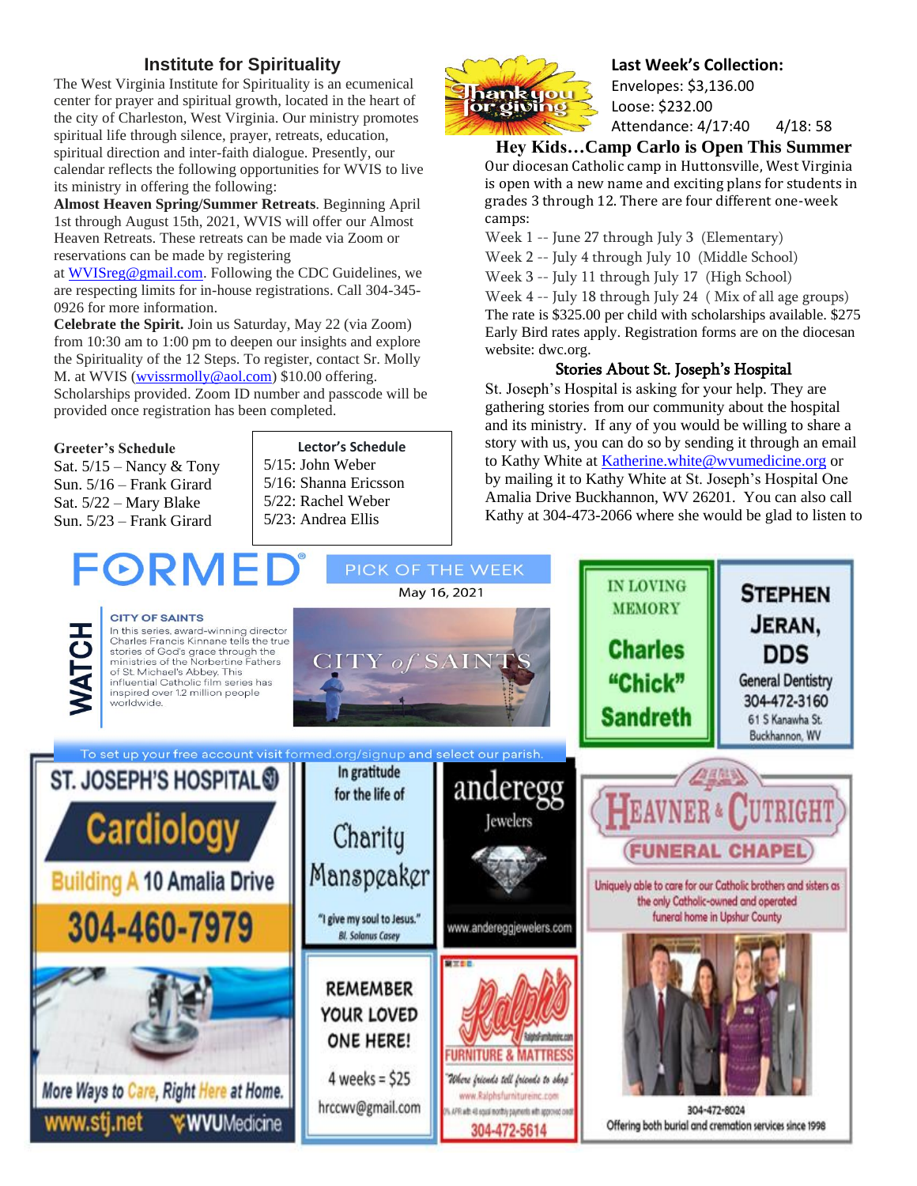## Institute for Spirituality

The West Virginia Institute for Spirituality is an ecumenical center for prayer and spiritual growth, located in the heart of the city of Charleston, West Virginia. Our ministry promotes spiritual life through silence, prayer, retreats, education, spiritual direction and inter-faith dialogue. Presently, our calendar reflects the following opportunities for WVIS to live its ministry in offering the following:

**Almost Heaven Spring/Summer Retreats**. Beginning April 1st through August 15th, 2021, WVIS will offer our Almost Heaven Retreats. These retreats can be made via Zoom or reservations can be made by registering at WVISreg@gmail.com. Following the CDC Guidelines, we are respecting limits for in-house registrations. Call 304-345-0926 for more information.

**Celebrate the Spirit.** Join us Saturday, May 22 (via Zoom) from 10:30 am to 1:00 pm to deepen our insights and explore the Spirituality of the 12 Steps. To register, contact Sr. Molly M. at WVIS (wvissrmolly@aol.com) $10.00 offering. Scholarships provided. Zoom ID number and passcode will be provided once registration has been completed.

**Greeter's Schedule**

Sat. 5/15 – Nancy & Tony
Sun. 5/16 – Frank Girard
Sat. 5/22 – Mary Blake
Sun. 5/23 – Frank Girard

**Lector's Schedule**

5/15: John Weber
5/16: Shanna Ericsson
5/22: Rachel Weber
5/23: Andrea Ellis

Thank you for giving

**Last Week's Collection:**

Envelopes: $3,136.00
Loose: $232.00
Attendance: 4/17:40 4/18: 58

## Hey Kids…Camp Carlo is Open This Summer

Our diocesan Catholic camp in Huttonsville, West Virginia is open with a new name and exciting plans for students in grades 3 through 12. There are four different one-week camps:

Week 1 -- June 27 through July 3 (Elementary)
Week 2 -- July 4 through July 10 (Middle School)
Week 3 -- July 11 through July 17 (High School)
Week 4 -- July 18 through July 24 ( Mix of all age groups)

The rate is $325.00 per child with scholarships available. $275 Early Bird rates apply. Registration forms are on the diocesan website: dwc.org.

## Stories About St. Joseph's Hospital

St. Joseph's Hospital is asking for your help. They are gathering stories from our community about the hospital and its ministry. If any of you would be willing to share a story with us, you can do so by sending it through an email to Kathy White at Katherine.white@wvumedicine.org or by mailing it to Kathy White at St. Joseph's Hospital One Amalia Drive Buckhannon, WV 26201. You can also call Kathy at 304-473-2066 where she would be glad to listen to

FORMED® PICK OF THE WEEK
May 16, 2021

WATCH

**CITY OF SAINTS**
In this series, award-winning director Charles Francis Kinnane tells the true stories of God's grace through the ministries of the Norbertine Fathers of St. Michael's Abbey. This influential Catholic film series has inspired over 1.2 million people worldwide.

To set up your free account visit formed.org/signup and select our parish.

IN LOVING MEMORY
Charles "Chick" Sandreth

STEPHEN JERAN, DDS
General Dentistry
304-472-3160
61 S Kanawha St.
Buckhannon, WV

ST. JOSEPH'S HOSPITAL
Cardiology
Building A 10 Amalia Drive
304-460-7979
More Ways to Care, Right Here at Home.
www.stj.net WVUMedicine

In gratitude for the life of
Charity Manspeaker
"I give my soul to Jesus."
Bl. Solanus Casey

anderegg Jewelers
www.andereggjewelers.com

HEAVNER & CUTRIGHT FUNERAL CHAPEL
Uniquely able to care for our Catholic brothers and sisters as the only Catholic-owned and operated funeral home in Upshur County
304-472-8024
Offering both burial and cremation services since 1998

REMEMBER YOUR LOVED ONE HERE!
4 weeks = $25
hrccwv@gmail.com

Ralph's FURNITURE & MATTRESS
"Where friends tell friends to shop"
www.Ralphsfurnitureinc.com
0% APR with 48 equal monthly payments with approved credit
304-472-5614